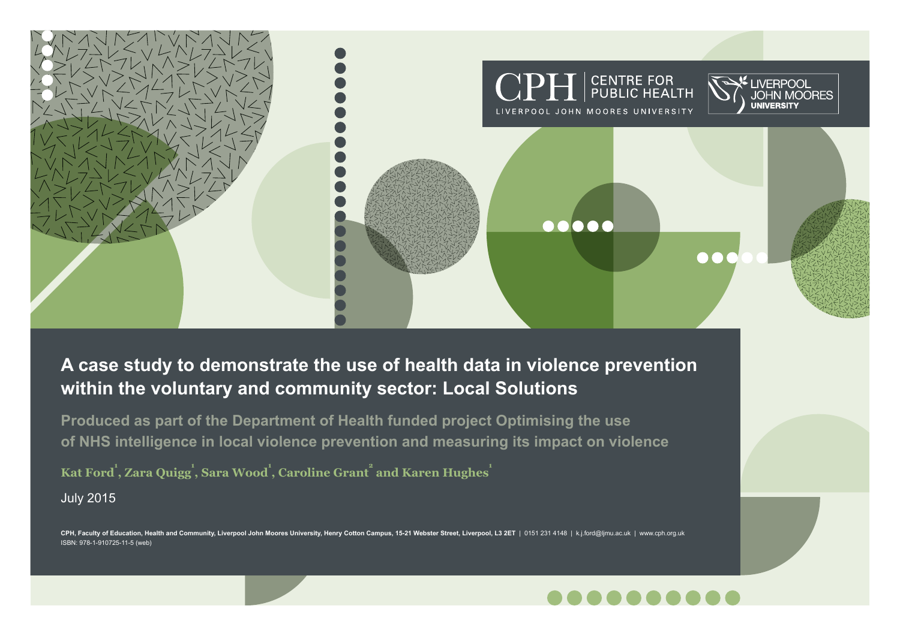CENTRE FOR PUBLIC HEALTH

LIVERPOOL JOHN MOORES UNIVERSITY

# A case study to demonstrate the use of health data in violence prevention within the voluntary and community sector: Local Solutions

## Produced as part of the Department of Health funded project Optimising the use of NHS intelligence in local violence prevention and measuring its impact on violence

**Kat Ford[1], Zara Quigg[1], Sara Wood[1], Caroline Grant[2] and Karen Hughes[1]**

July 2015

**CPH, Faculty of Education, Health and Community, Liverpool John Moores University, Henry Cotton Campus, 15-21 Webster Street, Liverpool, L3 2ET** | 0151 231 4148 | k.j.ford@ljmu.ac.uk | www.cph.org.uk

ISBN: 978-1-910725-11-5 (web)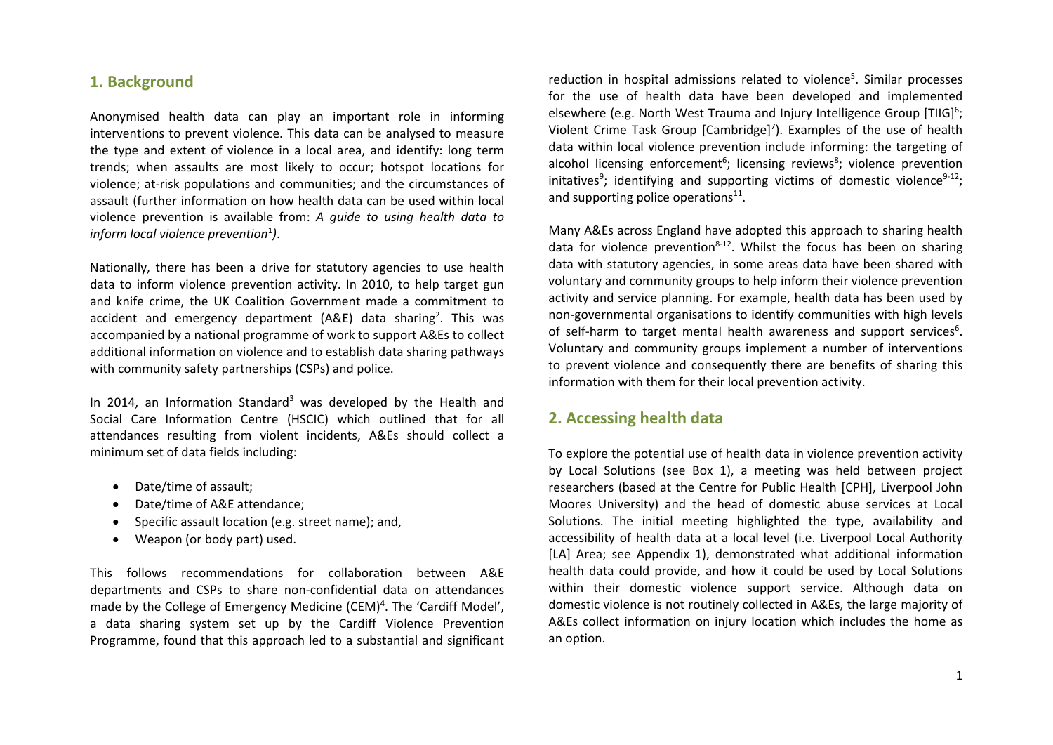## 1. Background

Anonymised health data can play an important role in informing interventions to prevent violence. This data can be analysed to measure the type and extent of violence in a local area, and identify: long term trends; when assaults are most likely to occur; hotspot locations for violence; at-risk populations and communities; and the circumstances of assault (further information on how health data can be used within local violence prevention is available from: *A guide to using health data to inform local violence prevention*[1]).

Nationally, there has been a drive for statutory agencies to use health data to inform violence prevention activity. In 2010, to help target gun and knife crime, the UK Coalition Government made a commitment to accident and emergency department (A&E) data sharing[2]. This was accompanied by a national programme of work to support A&Es to collect additional information on violence and to establish data sharing pathways with community safety partnerships (CSPs) and police.

In 2014, an Information Standard[3] was developed by the Health and Social Care Information Centre (HSCIC) which outlined that for all attendances resulting from violent incidents, A&Es should collect a minimum set of data fields including:

- Date/time of assault;
- Date/time of A&E attendance;
- Specific assault location (e.g. street name); and,
- Weapon (or body part) used.

This follows recommendations for collaboration between A&E departments and CSPs to share non-confidential data on attendances made by the College of Emergency Medicine (CEM)[4]. The 'Cardiff Model', a data sharing system set up by the Cardiff Violence Prevention Programme, found that this approach led to a substantial and significant reduction in hospital admissions related to violence[5]. Similar processes for the use of health data have been developed and implemented elsewhere (e.g. North West Trauma and Injury Intelligence Group [TIIG][6]; Violent Crime Task Group [Cambridge][7]). Examples of the use of health data within local violence prevention include informing: the targeting of alcohol licensing enforcement[6]; licensing reviews[8]; violence prevention initatives[9]; identifying and supporting victims of domestic violence[9-12]; and supporting police operations[11].

Many A&Es across England have adopted this approach to sharing health data for violence prevention[8-12]. Whilst the focus has been on sharing data with statutory agencies, in some areas data have been shared with voluntary and community groups to help inform their violence prevention activity and service planning. For example, health data has been used by non-governmental organisations to identify communities with high levels of self-harm to target mental health awareness and support services[6]. Voluntary and community groups implement a number of interventions to prevent violence and consequently there are benefits of sharing this information with them for their local prevention activity.

## 2. Accessing health data

To explore the potential use of health data in violence prevention activity by Local Solutions (see Box 1), a meeting was held between project researchers (based at the Centre for Public Health [CPH], Liverpool John Moores University) and the head of domestic abuse services at Local Solutions. The initial meeting highlighted the type, availability and accessibility of health data at a local level (i.e. Liverpool Local Authority [LA] Area; see Appendix 1), demonstrated what additional information health data could provide, and how it could be used by Local Solutions within their domestic violence support service. Although data on domestic violence is not routinely collected in A&Es, the large majority of A&Es collect information on injury location which includes the home as an option.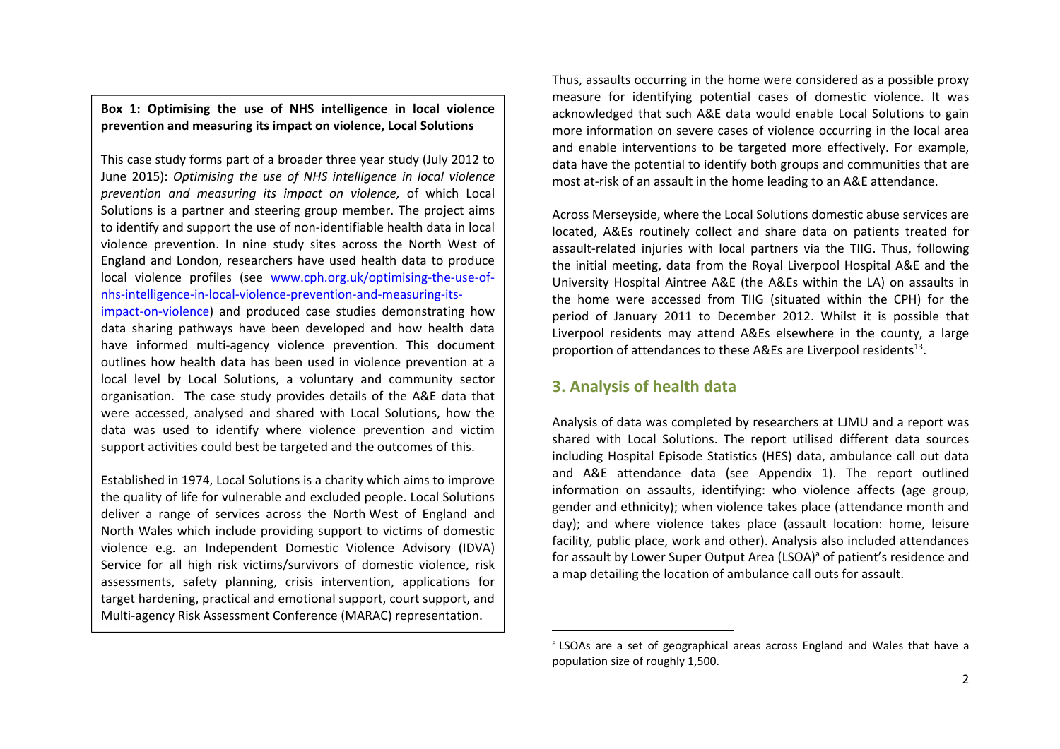**Box 1: Optimising the use of NHS intelligence in local violence prevention and measuring its impact on violence, Local Solutions**

This case study forms part of a broader three year study (July 2012 to June 2015): *Optimising the use of NHS intelligence in local violence prevention and measuring its impact on violence,* of which Local Solutions is a partner and steering group member. The project aims to identify and support the use of non-identifiable health data in local violence prevention. In nine study sites across the North West of England and London, researchers have used health data to produce local violence profiles (see www.cph.org.uk/optimising-the-use-of-nhs-intelligence-in-local-violence-prevention-and-measuring-its-impact-on-violence) and produced case studies demonstrating how data sharing pathways have been developed and how health data have informed multi-agency violence prevention. This document outlines how health data has been used in violence prevention at a local level by Local Solutions, a voluntary and community sector organisation. The case study provides details of the A&E data that were accessed, analysed and shared with Local Solutions, how the data was used to identify where violence prevention and victim support activities could best be targeted and the outcomes of this.

Established in 1974, Local Solutions is a charity which aims to improve the quality of life for vulnerable and excluded people. Local Solutions deliver a range of services across the North West of England and North Wales which include providing support to victims of domestic violence e.g. an Independent Domestic Violence Advisory (IDVA) Service for all high risk victims/survivors of domestic violence, risk assessments, safety planning, crisis intervention, applications for target hardening, practical and emotional support, court support, and Multi-agency Risk Assessment Conference (MARAC) representation.

Thus, assaults occurring in the home were considered as a possible proxy measure for identifying potential cases of domestic violence. It was acknowledged that such A&E data would enable Local Solutions to gain more information on severe cases of violence occurring in the local area and enable interventions to be targeted more effectively. For example, data have the potential to identify both groups and communities that are most at-risk of an assault in the home leading to an A&E attendance.

Across Merseyside, where the Local Solutions domestic abuse services are located, A&Es routinely collect and share data on patients treated for assault-related injuries with local partners via the TIIG. Thus, following the initial meeting, data from the Royal Liverpool Hospital A&E and the University Hospital Aintree A&E (the A&Es within the LA) on assaults in the home were accessed from TIIG (situated within the CPH) for the period of January 2011 to December 2012. Whilst it is possible that Liverpool residents may attend A&Es elsewhere in the county, a large proportion of attendances to these A&Es are Liverpool residents[13].

## 3. Analysis of health data

Analysis of data was completed by researchers at LJMU and a report was shared with Local Solutions. The report utilised different data sources including Hospital Episode Statistics (HES) data, ambulance call out data and A&E attendance data (see Appendix 1). The report outlined information on assaults, identifying: who violence affects (age group, gender and ethnicity); when violence takes place (attendance month and day); and where violence takes place (assault location: home, leisure facility, public place, work and other). Analysis also included attendances for assault by Lower Super Output Area (LSOA)[a] of patient's residence and a map detailing the location of ambulance call outs for assault.

[a] LSOAs are a set of geographical areas across England and Wales that have a population size of roughly 1,500.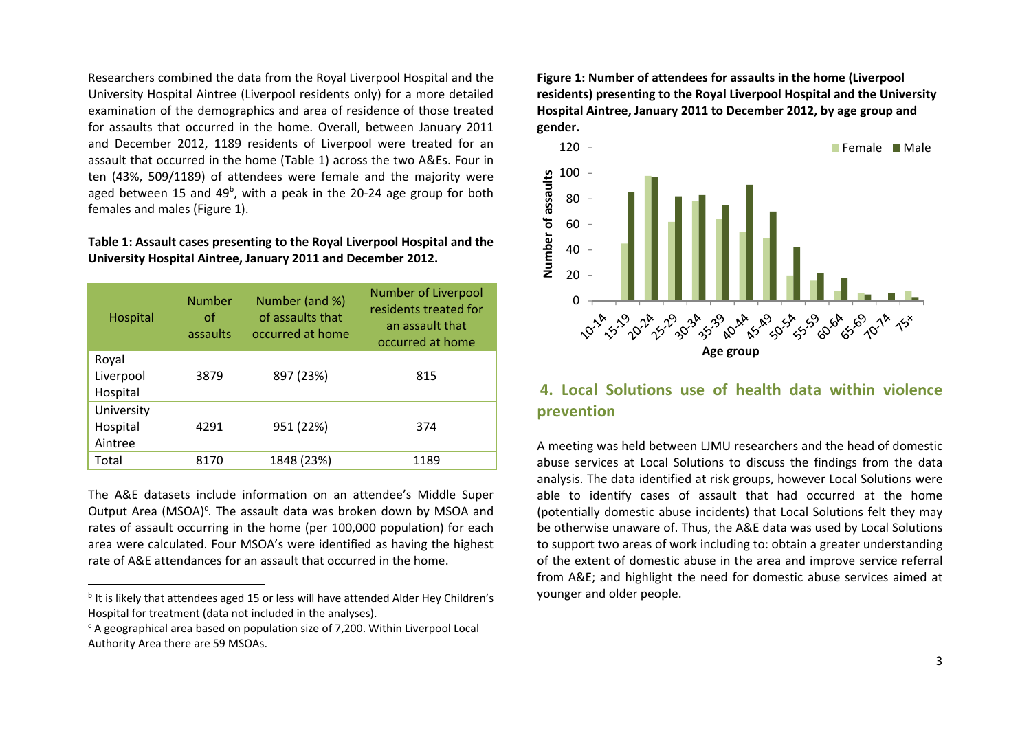Researchers combined the data from the Royal Liverpool Hospital and the University Hospital Aintree (Liverpool residents only) for a more detailed examination of the demographics and area of residence of those treated for assaults that occurred in the home. Overall, between January 2011 and December 2012, 1189 residents of Liverpool were treated for an assault that occurred in the home (Table 1) across the two A&Es. Four in ten (43%, 509/1189) of attendees were female and the majority were aged between 15 and 49[b], with a peak in the 20-24 age group for both females and males (Figure 1).

**Table 1: Assault cases presenting to the Royal Liverpool Hospital and the University Hospital Aintree, January 2011 and December 2012.**

| Hospital | Number of assaults | Number (and %) of assaults that occurred at home | Number of Liverpool residents treated for an assault that occurred at home |
|---|---|---|---|
| Royal Liverpool Hospital | 3879 | 897 (23%) | 815 |
| University Hospital Aintree | 4291 | 951 (22%) | 374 |
| Total | 8170 | 1848 (23%) | 1189 |

The A&E datasets include information on an attendee's Middle Super Output Area (MSOA)[c]. The assault data was broken down by MSOA and rates of assault occurring in the home (per 100,000 population) for each area were calculated. Four MSOA's were identified as having the highest rate of A&E attendances for an assault that occurred in the home.

[b] It is likely that attendees aged 15 or less will have attended Alder Hey Children's Hospital for treatment (data not included in the analyses).

[c] A geographical area based on population size of 7,200. Within Liverpool Local Authority Area there are 59 MSOAs.

**Figure 1: Number of attendees for assaults in the home (Liverpool residents) presenting to the Royal Liverpool Hospital and the University Hospital Aintree, January 2011 to December 2012, by age group and gender.**

## 4. Local Solutions use of health data within violence prevention

A meeting was held between LJMU researchers and the head of domestic abuse services at Local Solutions to discuss the findings from the data analysis. The data identified at risk groups, however Local Solutions were able to identify cases of assault that had occurred at the home (potentially domestic abuse incidents) that Local Solutions felt they may be otherwise unaware of. Thus, the A&E data was used by Local Solutions to support two areas of work including to: obtain a greater understanding of the extent of domestic abuse in the area and improve service referral from A&E; and highlight the need for domestic abuse services aimed at younger and older people.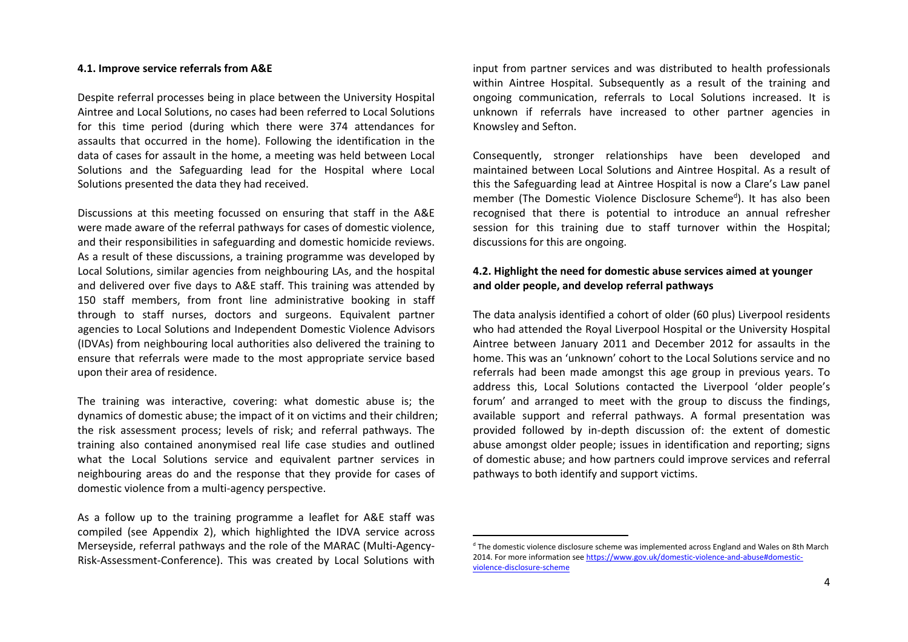#### 4.1. Improve service referrals from A&E

Despite referral processes being in place between the University Hospital Aintree and Local Solutions, no cases had been referred to Local Solutions for this time period (during which there were 374 attendances for assaults that occurred in the home). Following the identification in the data of cases for assault in the home, a meeting was held between Local Solutions and the Safeguarding lead for the Hospital where Local Solutions presented the data they had received.

Discussions at this meeting focussed on ensuring that staff in the A&E were made aware of the referral pathways for cases of domestic violence, and their responsibilities in safeguarding and domestic homicide reviews. As a result of these discussions, a training programme was developed by Local Solutions, similar agencies from neighbouring LAs, and the hospital and delivered over five days to A&E staff. This training was attended by 150 staff members, from front line administrative booking in staff through to staff nurses, doctors and surgeons. Equivalent partner agencies to Local Solutions and Independent Domestic Violence Advisors (IDVAs) from neighbouring local authorities also delivered the training to ensure that referrals were made to the most appropriate service based upon their area of residence.

The training was interactive, covering: what domestic abuse is; the dynamics of domestic abuse; the impact of it on victims and their children; the risk assessment process; levels of risk; and referral pathways. The training also contained anonymised real life case studies and outlined what the Local Solutions service and equivalent partner services in neighbouring areas do and the response that they provide for cases of domestic violence from a multi-agency perspective.

As a follow up to the training programme a leaflet for A&E staff was compiled (see Appendix 2), which highlighted the IDVA service across Merseyside, referral pathways and the role of the MARAC (Multi-Agency-Risk-Assessment-Conference). This was created by Local Solutions with input from partner services and was distributed to health professionals within Aintree Hospital. Subsequently as a result of the training and ongoing communication, referrals to Local Solutions increased. It is unknown if referrals have increased to other partner agencies in Knowsley and Sefton.

Consequently, stronger relationships have been developed and maintained between Local Solutions and Aintree Hospital. As a result of this the Safeguarding lead at Aintree Hospital is now a Clare's Law panel member (The Domestic Violence Disclosure Scheme[d]). It has also been recognised that there is potential to introduce an annual refresher session for this training due to staff turnover within the Hospital; discussions for this are ongoing.

#### 4.2. Highlight the need for domestic abuse services aimed at younger and older people, and develop referral pathways

The data analysis identified a cohort of older (60 plus) Liverpool residents who had attended the Royal Liverpool Hospital or the University Hospital Aintree between January 2011 and December 2012 for assaults in the home. This was an 'unknown' cohort to the Local Solutions service and no referrals had been made amongst this age group in previous years. To address this, Local Solutions contacted the Liverpool 'older people's forum' and arranged to meet with the group to discuss the findings, available support and referral pathways. A formal presentation was provided followed by in-depth discussion of: the extent of domestic abuse amongst older people; issues in identification and reporting; signs of domestic abuse; and how partners could improve services and referral pathways to both identify and support victims.

---

[d] The domestic violence disclosure scheme was implemented across England and Wales on 8th March 2014. For more information see https://www.gov.uk/domestic-violence-and-abuse#domestic-violence-disclosure-scheme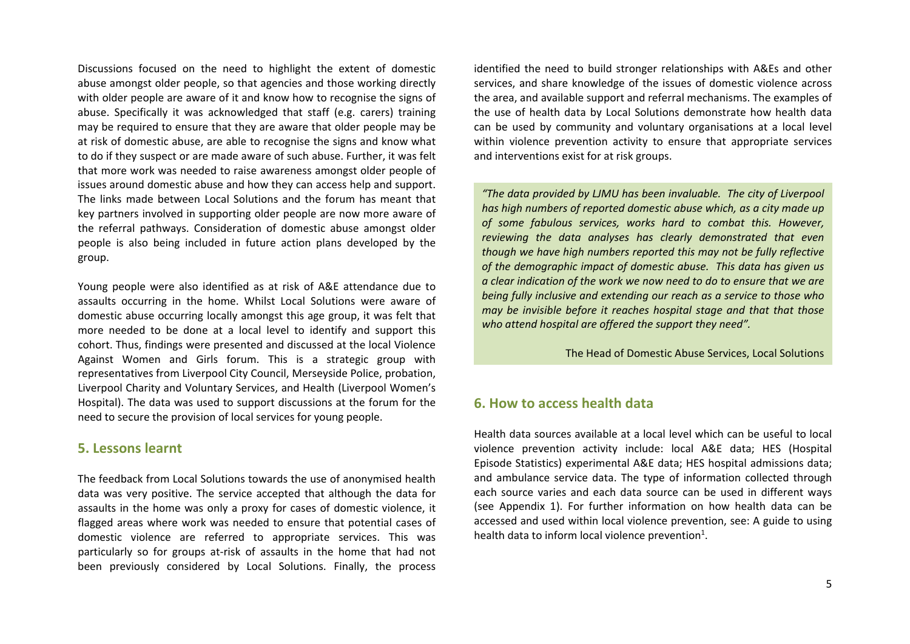Discussions focused on the need to highlight the extent of domestic abuse amongst older people, so that agencies and those working directly with older people are aware of it and know how to recognise the signs of abuse. Specifically it was acknowledged that staff (e.g. carers) training may be required to ensure that they are aware that older people may be at risk of domestic abuse, are able to recognise the signs and know what to do if they suspect or are made aware of such abuse. Further, it was felt that more work was needed to raise awareness amongst older people of issues around domestic abuse and how they can access help and support. The links made between Local Solutions and the forum has meant that key partners involved in supporting older people are now more aware of the referral pathways. Consideration of domestic abuse amongst older people is also being included in future action plans developed by the group.

Young people were also identified as at risk of A&E attendance due to assaults occurring in the home. Whilst Local Solutions were aware of domestic abuse occurring locally amongst this age group, it was felt that more needed to be done at a local level to identify and support this cohort. Thus, findings were presented and discussed at the local Violence Against Women and Girls forum. This is a strategic group with representatives from Liverpool City Council, Merseyside Police, probation, Liverpool Charity and Voluntary Services, and Health (Liverpool Women's Hospital). The data was used to support discussions at the forum for the need to secure the provision of local services for young people.

## 5. Lessons learnt

The feedback from Local Solutions towards the use of anonymised health data was very positive. The service accepted that although the data for assaults in the home was only a proxy for cases of domestic violence, it flagged areas where work was needed to ensure that potential cases of domestic violence are referred to appropriate services. This was particularly so for groups at-risk of assaults in the home that had not been previously considered by Local Solutions. Finally, the process identified the need to build stronger relationships with A&Es and other services, and share knowledge of the issues of domestic violence across the area, and available support and referral mechanisms. The examples of the use of health data by Local Solutions demonstrate how health data can be used by community and voluntary organisations at a local level within violence prevention activity to ensure that appropriate services and interventions exist for at risk groups.

> *"The data provided by LJMU has been invaluable. The city of Liverpool has high numbers of reported domestic abuse which, as a city made up of some fabulous services, works hard to combat this. However, reviewing the data analyses has clearly demonstrated that even though we have high numbers reported this may not be fully reflective of the demographic impact of domestic abuse. This data has given us a clear indication of the work we now need to do to ensure that we are being fully inclusive and extending our reach as a service to those who may be invisible before it reaches hospital stage and that that those who attend hospital are offered the support they need".*
>
> The Head of Domestic Abuse Services, Local Solutions

## 6. How to access health data

Health data sources available at a local level which can be useful to local violence prevention activity include: local A&E data; HES (Hospital Episode Statistics) experimental A&E data; HES hospital admissions data; and ambulance service data. The type of information collected through each source varies and each data source can be used in different ways (see Appendix 1). For further information on how health data can be accessed and used within local violence prevention, see: A guide to using health data to inform local violence prevention[1].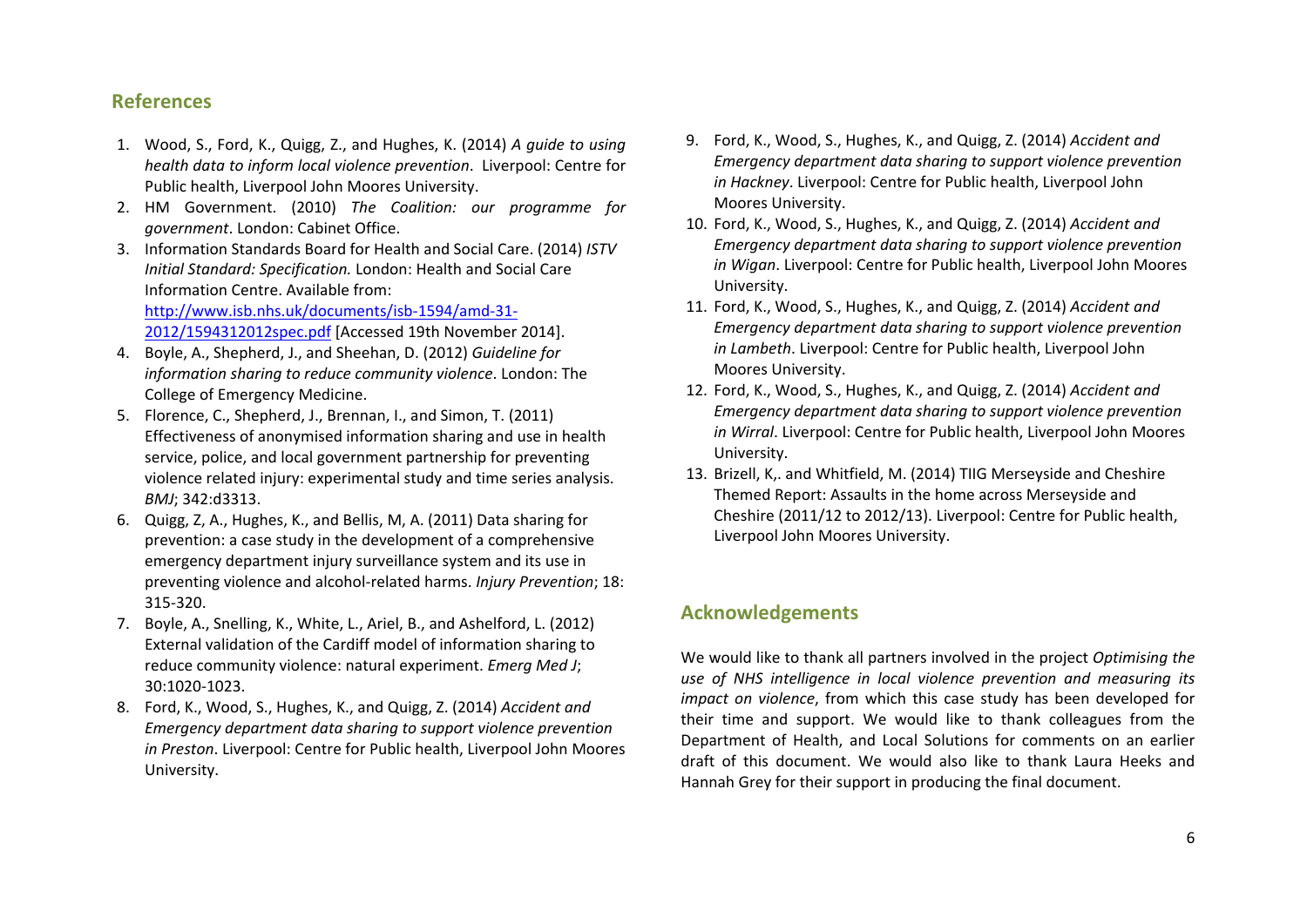## References

1. Wood, S., Ford, K., Quigg, Z., and Hughes, K. (2014) *A guide to using health data to inform local violence prevention*. Liverpool: Centre for Public health, Liverpool John Moores University.
2. HM Government. (2010) *The Coalition: our programme for government*. London: Cabinet Office.
3. Information Standards Board for Health and Social Care. (2014) *ISTV Initial Standard: Specification.* London: Health and Social Care Information Centre. Available from: [http://www.isb.nhs.uk/documents/isb-1594/amd-31-2012/1594312012spec.pdf](http://www.isb.nhs.uk/documents/isb-1594/amd-31-2012/1594312012spec.pdf) [Accessed 19th November 2014].
4. Boyle, A., Shepherd, J., and Sheehan, D. (2012) *Guideline for information sharing to reduce community violence*. London: The College of Emergency Medicine.
5. Florence, C., Shepherd, J., Brennan, I., and Simon, T. (2011) Effectiveness of anonymised information sharing and use in health service, police, and local government partnership for preventing violence related injury: experimental study and time series analysis. *BMJ*; 342:d3313.
6. Quigg, Z, A., Hughes, K., and Bellis, M, A. (2011) Data sharing for prevention: a case study in the development of a comprehensive emergency department injury surveillance system and its use in preventing violence and alcohol-related harms. *Injury Prevention*; 18: 315-320.
7. Boyle, A., Snelling, K., White, L., Ariel, B., and Ashelford, L. (2012) External validation of the Cardiff model of information sharing to reduce community violence: natural experiment. *Emerg Med J*; 30:1020-1023.
8. Ford, K., Wood, S., Hughes, K., and Quigg, Z. (2014) *Accident and Emergency department data sharing to support violence prevention in Preston*. Liverpool: Centre for Public health, Liverpool John Moores University.
9. Ford, K., Wood, S., Hughes, K., and Quigg, Z. (2014) *Accident and Emergency department data sharing to support violence prevention in Hackney*. Liverpool: Centre for Public health, Liverpool John Moores University.
10. Ford, K., Wood, S., Hughes, K., and Quigg, Z. (2014) *Accident and Emergency department data sharing to support violence prevention in Wigan*. Liverpool: Centre for Public health, Liverpool John Moores University.
11. Ford, K., Wood, S., Hughes, K., and Quigg, Z. (2014) *Accident and Emergency department data sharing to support violence prevention in Lambeth*. Liverpool: Centre for Public health, Liverpool John Moores University.
12. Ford, K., Wood, S., Hughes, K., and Quigg, Z. (2014) *Accident and Emergency department data sharing to support violence prevention in Wirral*. Liverpool: Centre for Public health, Liverpool John Moores University.
13. Brizell, K,. and Whitfield, M. (2014) TIIG Merseyside and Cheshire Themed Report: Assaults in the home across Merseyside and Cheshire (2011/12 to 2012/13). Liverpool: Centre for Public health, Liverpool John Moores University.

## Acknowledgements

We would like to thank all partners involved in the project *Optimising the use of NHS intelligence in local violence prevention and measuring its impact on violence*, from which this case study has been developed for their time and support. We would like to thank colleagues from the Department of Health, and Local Solutions for comments on an earlier draft of this document. We would also like to thank Laura Heeks and Hannah Grey for their support in producing the final document.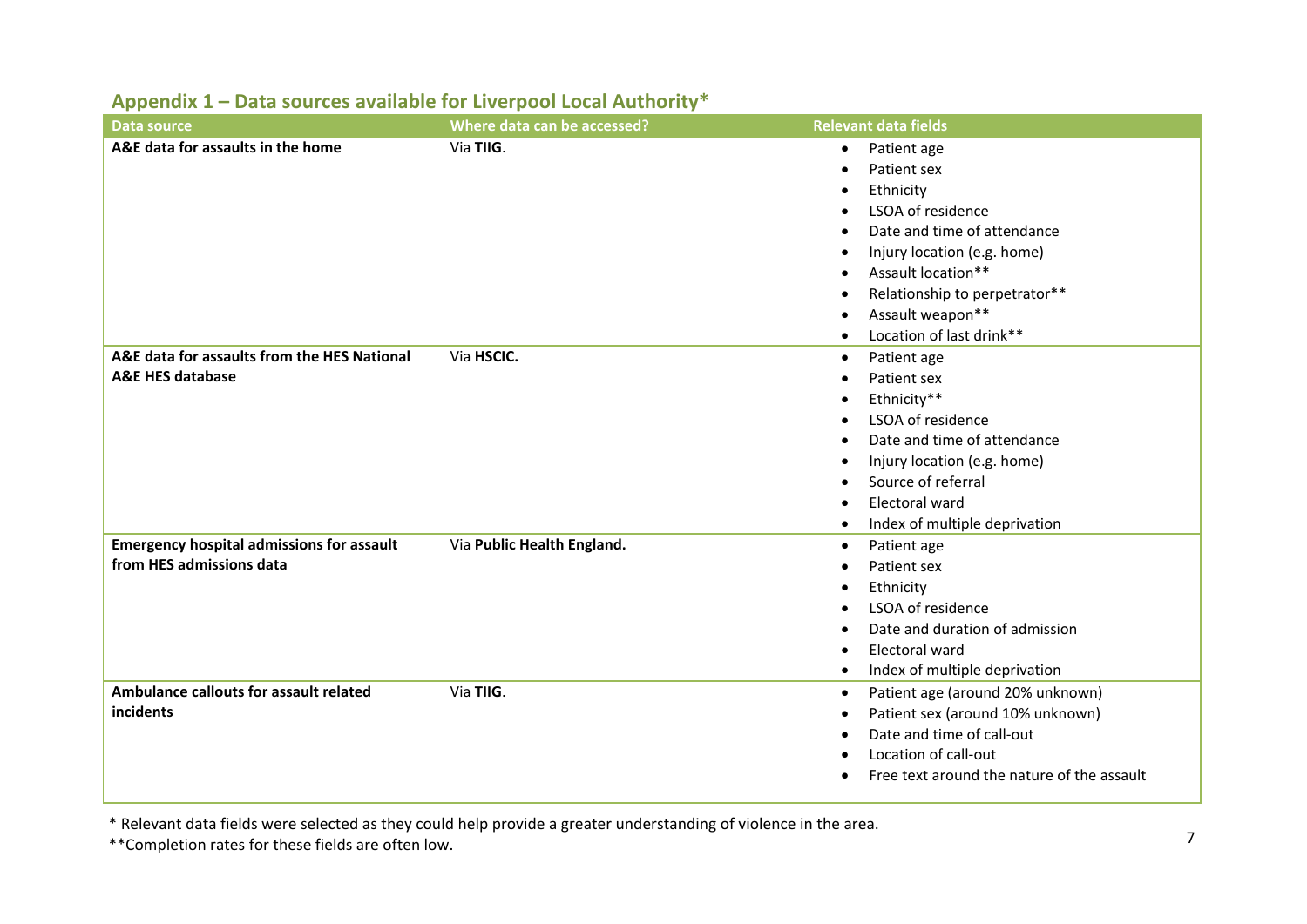## Appendix 1 – Data sources available for Liverpool Local Authority*

| Data source | Where data can be accessed? | Relevant data fields |
|---|---|---|
| **A&E data for assaults in the home** | Via **TIIG**. | • Patient age<br>• Patient sex<br>• Ethnicity<br>• LSOA of residence<br>• Date and time of attendance<br>• Injury location (e.g. home)<br>• Assault location**<br>• Relationship to perpetrator**<br>• Assault weapon**<br>• Location of last drink** |
| **A&E data for assaults from the HES National A&E HES database** | Via **HSCIC.** | • Patient age<br>• Patient sex<br>• Ethnicity**<br>• LSOA of residence<br>• Date and time of attendance<br>• Injury location (e.g. home)<br>• Source of referral<br>• Electoral ward<br>• Index of multiple deprivation |
| **Emergency hospital admissions for assault from HES admissions data** | Via **Public Health England.** | • Patient age<br>• Patient sex<br>• Ethnicity<br>• LSOA of residence<br>• Date and duration of admission<br>• Electoral ward<br>• Index of multiple deprivation |
| **Ambulance callouts for assault related incidents** | Via **TIIG**. | • Patient age (around 20% unknown)<br>• Patient sex (around 10% unknown)<br>• Date and time of call-out<br>• Location of call-out<br>• Free text around the nature of the assault |

\* Relevant data fields were selected as they could help provide a greater understanding of violence in the area.

**Completion rates for these fields are often low.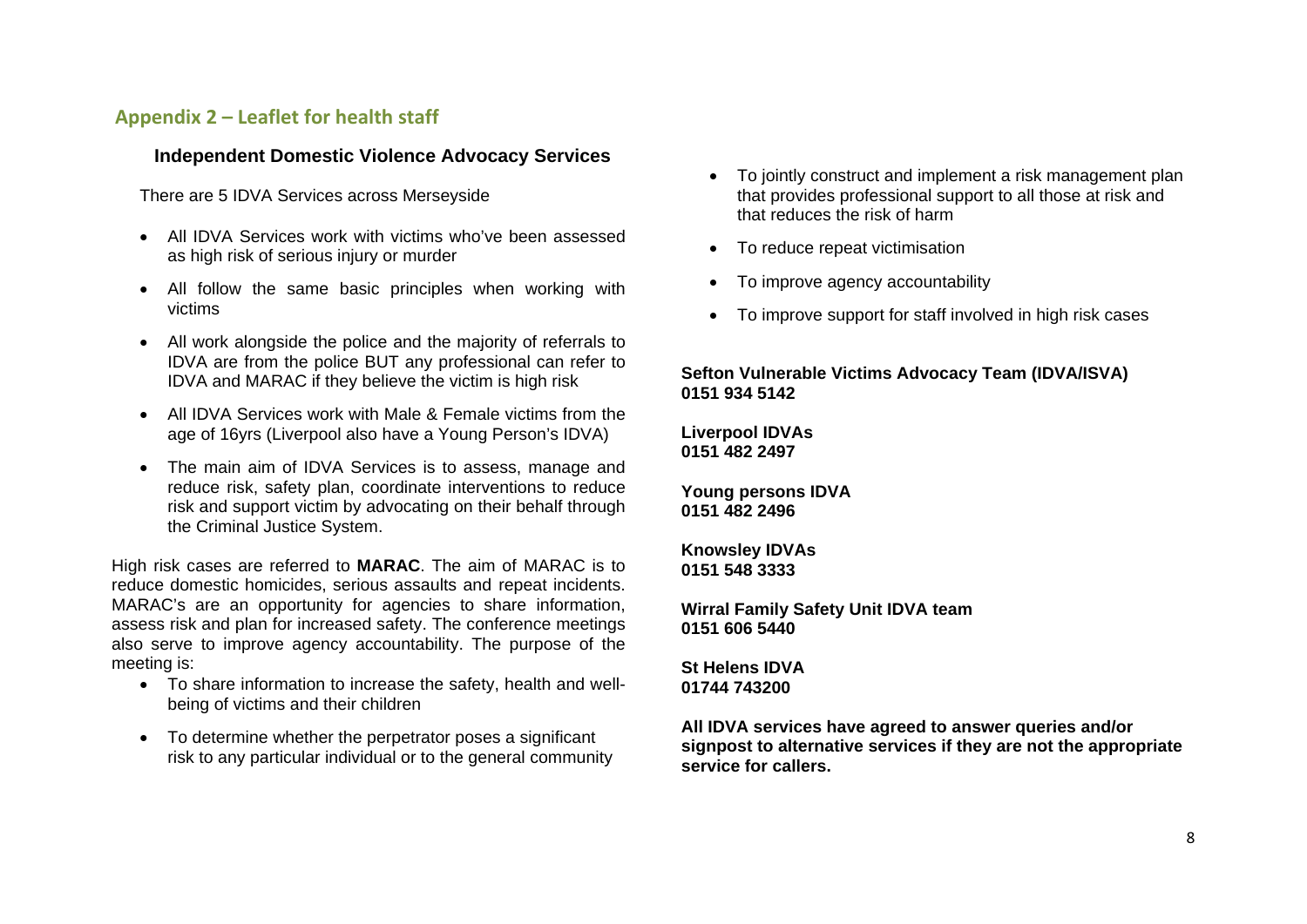## Appendix 2 – Leaflet for health staff

### Independent Domestic Violence Advocacy Services

There are 5 IDVA Services across Merseyside

- All IDVA Services work with victims who've been assessed as high risk of serious injury or murder
- All follow the same basic principles when working with victims
- All work alongside the police and the majority of referrals to IDVA are from the police BUT any professional can refer to IDVA and MARAC if they believe the victim is high risk
- All IDVA Services work with Male & Female victims from the age of 16yrs (Liverpool also have a Young Person's IDVA)
- The main aim of IDVA Services is to assess, manage and reduce risk, safety plan, coordinate interventions to reduce risk and support victim by advocating on their behalf through the Criminal Justice System.

High risk cases are referred to **MARAC**. The aim of MARAC is to reduce domestic homicides, serious assaults and repeat incidents. MARAC's are an opportunity for agencies to share information, assess risk and plan for increased safety. The conference meetings also serve to improve agency accountability. The purpose of the meeting is:

- To share information to increase the safety, health and well-being of victims and their children
- To determine whether the perpetrator poses a significant risk to any particular individual or to the general community
- To jointly construct and implement a risk management plan that provides professional support to all those at risk and that reduces the risk of harm
- To reduce repeat victimisation
- To improve agency accountability
- To improve support for staff involved in high risk cases

**Sefton Vulnerable Victims Advocacy Team (IDVA/ISVA)**
**0151 934 5142**

**Liverpool IDVAs**
**0151 482 2497**

**Young persons IDVA**
**0151 482 2496**

**Knowsley IDVAs**
**0151 548 3333**

**Wirral Family Safety Unit IDVA team**
**0151 606 5440**

**St Helens IDVA**
**01744 743200**

**All IDVA services have agreed to answer queries and/or signpost to alternative services if they are not the appropriate service for callers.**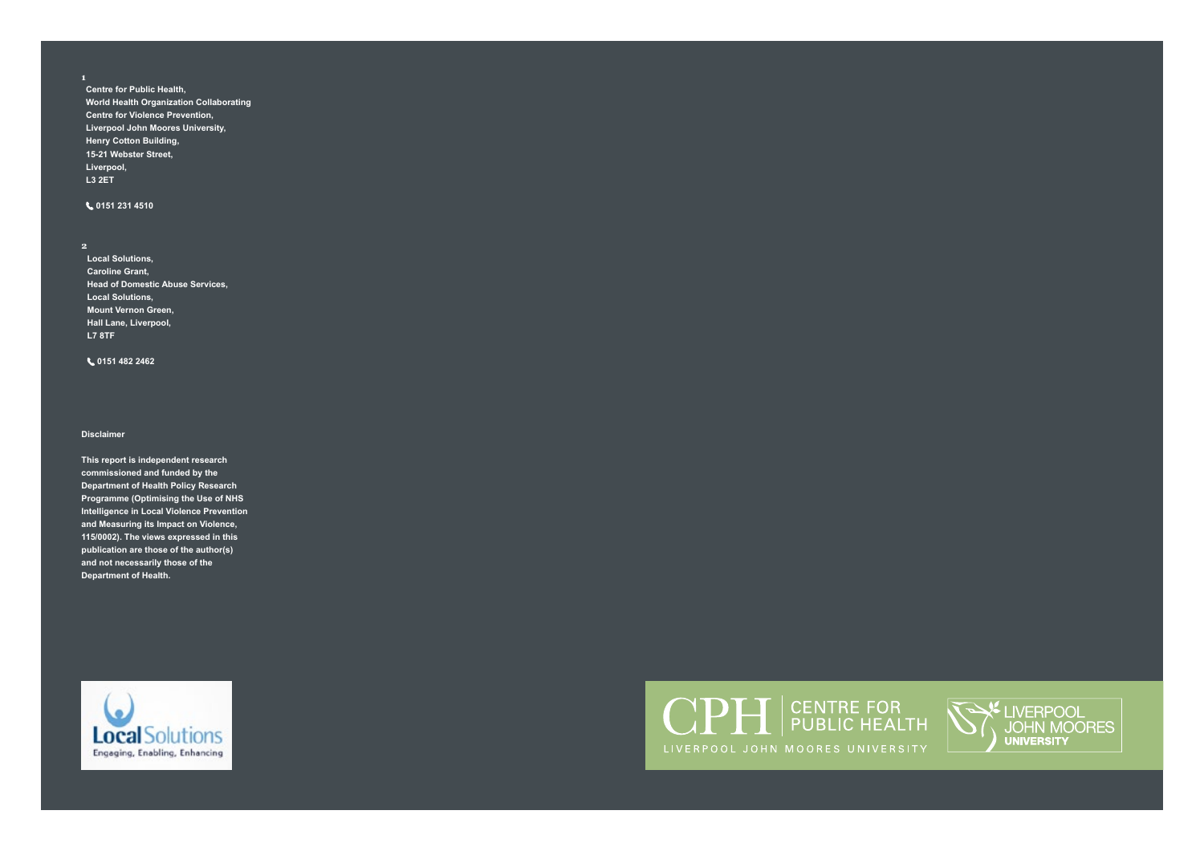1

Centre for Public Health,
World Health Organization Collaborating
Centre for Violence Prevention,
Liverpool John Moores University,
Henry Cotton Building,
15-21 Webster Street,
Liverpool,
L3 2ET

0151 231 4510

2

Local Solutions,
Caroline Grant,
Head of Domestic Abuse Services,
Local Solutions,
Mount Vernon Green,
Hall Lane, Liverpool,
L7 8TF

0151 482 2462

**Disclaimer**

This report is independent research commissioned and funded by the Department of Health Policy Research Programme (Optimising the Use of NHS Intelligence in Local Violence Prevention and Measuring its Impact on Violence, 115/0002). The views expressed in this publication are those of the author(s) and not necessarily those of the Department of Health.

Local Solutions
Engaging, Enabling, Enhancing

CPH | CENTRE FOR PUBLIC HEALTH
LIVERPOOL JOHN MOORES UNIVERSITY

LIVERPOOL JOHN MOORES UNIVERSITY